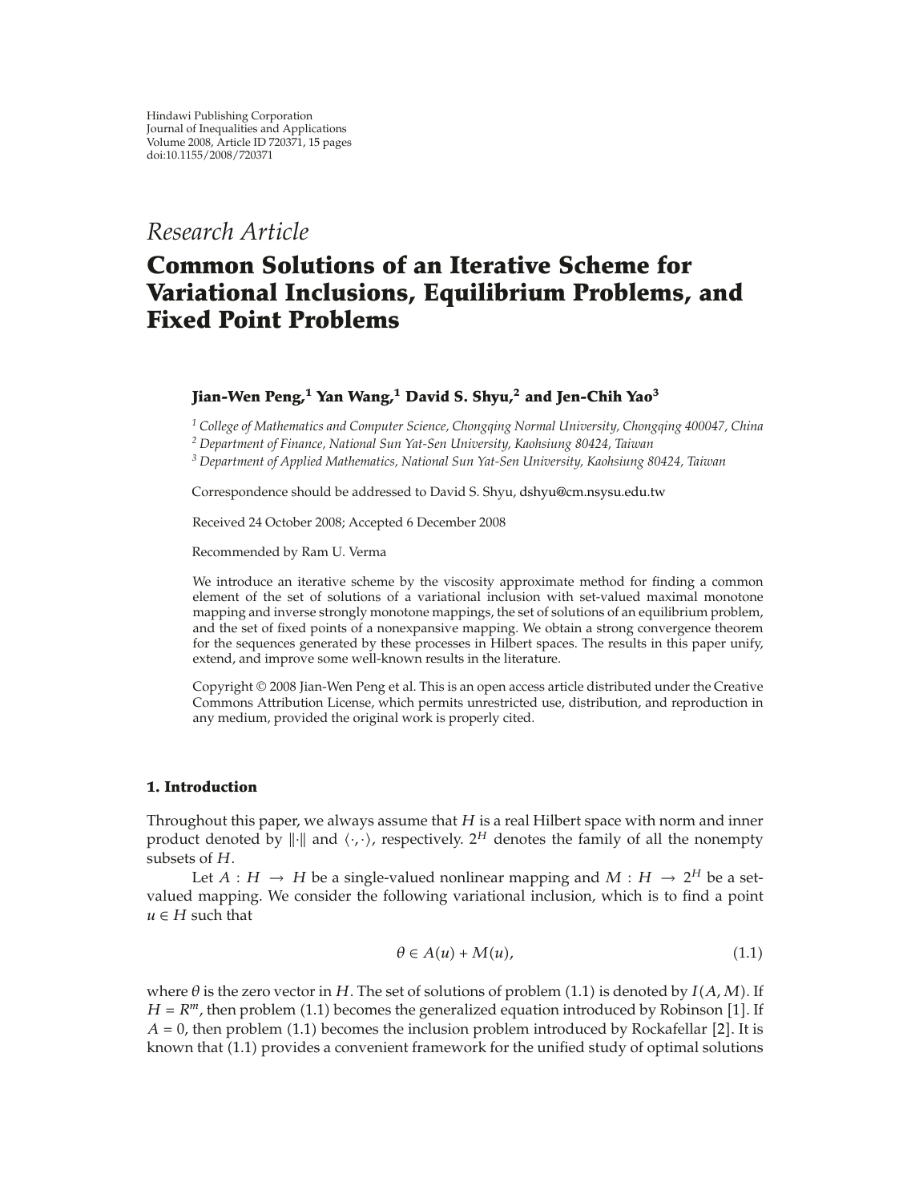Hindawi Publishing Corporation
Journal of Inequalities and Applications
Volume 2008, Article ID 720371, 15 pages
doi:10.1155/2008/720371

*Research Article*

# Common Solutions of an Iterative Scheme for Variational Inclusions, Equilibrium Problems, and Fixed Point Problems

**Jian-Wen Peng,[1] Yan Wang,[1] David S. Shyu,[2] and Jen-Chih Yao[3]**

[1] *College of Mathematics and Computer Science, Chongqing Normal University, Chongqing 400047, China*
[2] *Department of Finance, National Sun Yat-Sen University, Kaohsiung 80424, Taiwan*
[3] *Department of Applied Mathematics, National Sun Yat-Sen University, Kaohsiung 80424, Taiwan*

Correspondence should be addressed to David S. Shyu, dshyu@cm.nsysu.edu.tw

Received 24 October 2008; Accepted 6 December 2008

Recommended by Ram U. Verma

We introduce an iterative scheme by the viscosity approximate method for finding a common element of the set of solutions of a variational inclusion with set-valued maximal monotone mapping and inverse strongly monotone mappings, the set of solutions of an equilibrium problem, and the set of fixed points of a nonexpansive mapping. We obtain a strong convergence theorem for the sequences generated by these processes in Hilbert spaces. The results in this paper unify, extend, and improve some well-known results in the literature.

Copyright © 2008 Jian-Wen Peng et al. This is an open access article distributed under the Creative Commons Attribution License, which permits unrestricted use, distribution, and reproduction in any medium, provided the original work is properly cited.

## 1. Introduction

Throughout this paper, we always assume that $H$ is a real Hilbert space with norm and inner product denoted by $\|\cdot\|$ and $\langle \cdot, \cdot \rangle$, respectively. $2^H$ denotes the family of all the nonempty subsets of $H$.

Let $A : H \to H$ be a single-valued nonlinear mapping and $M : H \to 2^H$ be a set-valued mapping. We consider the following variational inclusion, which is to find a point $u \in H$ such that

$$\theta \in A(u) + M(u), \tag{1.1}$$

where $\theta$ is the zero vector in $H$. The set of solutions of problem (1.1) is denoted by $I(A, M)$. If $H = R^m$, then problem (1.1) becomes the generalized equation introduced by Robinson [1]. If $A = 0$, then problem (1.1) becomes the inclusion problem introduced by Rockafellar [2]. It is known that (1.1) provides a convenient framework for the unified study of optimal solutions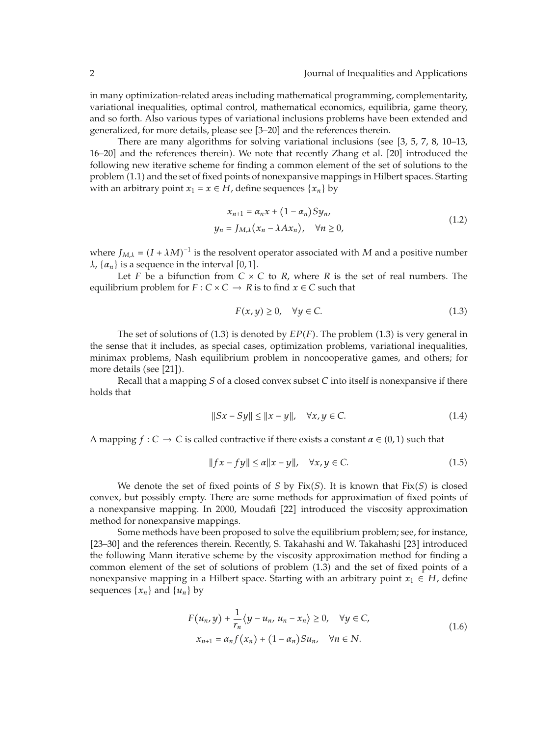in many optimization-related areas including mathematical programming, complementarity, variational inequalities, optimal control, mathematical economics, equilibria, game theory, and so forth. Also various types of variational inclusions problems have been extended and generalized, for more details, please see [3–20] and the references therein.

There are many algorithms for solving variational inclusions (see [3, 5, 7, 8, 10–13, 16–20] and the references therein). We note that recently Zhang et al. [20] introduced the following new iterative scheme for finding a common element of the set of solutions to the problem (1.1) and the set of fixed points of nonexpansive mappings in Hilbert spaces. Starting with an arbitrary point $x_1 = x \in H$, define sequences $\{x_n\}$ by

$$
\begin{aligned}
x_{n+1} &= \alpha_n x + (1-\alpha_n) S y_n, \\
y_n &= J_{M,\lambda}(x_n - \lambda A x_n), \quad \forall n \geq 0,
\end{aligned}
\tag{1.2}
$$

where $J_{M,\lambda} = (I + \lambda M)^{-1}$ is the resolvent operator associated with $M$ and a positive number $\lambda$, $\{\alpha_n\}$ is a sequence in the interval $[0,1]$.

Let $F$ be a bifunction from $C \times C$ to $R$, where $R$ is the set of real numbers. The equilibrium problem for $F : C \times C \to R$ is to find $x \in C$ such that

$$
F(x,y) \geq 0, \quad \forall y \in C. \tag{1.3}
$$

The set of solutions of (1.3) is denoted by $EP(F)$. The problem (1.3) is very general in the sense that it includes, as special cases, optimization problems, variational inequalities, minimax problems, Nash equilibrium problem in noncooperative games, and others; for more details (see [21]).

Recall that a mapping $S$ of a closed convex subset $C$ into itself is nonexpansive if there holds that

$$
\|Sx - Sy\| \leq \|x - y\|, \quad \forall x, y \in C. \tag{1.4}
$$

A mapping $f : C \to C$ is called contractive if there exists a constant $\alpha \in (0,1)$ such that

$$
\|fx - fy\| \leq \alpha \|x - y\|, \quad \forall x, y \in C. \tag{1.5}
$$

We denote the set of fixed points of $S$ by $\operatorname{Fix}(S)$. It is known that $\operatorname{Fix}(S)$ is closed convex, but possibly empty. There are some methods for approximation of fixed points of a nonexpansive mapping. In 2000, Moudafi [22] introduced the viscosity approximation method for nonexpansive mappings.

Some methods have been proposed to solve the equilibrium problem; see, for instance, [23–30] and the references therein. Recently, S. Takahashi and W. Takahashi [23] introduced the following Mann iterative scheme by the viscosity approximation method for finding a common element of the set of solutions of problem (1.3) and the set of fixed points of a nonexpansive mapping in a Hilbert space. Starting with an arbitrary point $x_1 \in H$, define sequences $\{x_n\}$ and $\{u_n\}$ by

$$
\begin{aligned}
F(u_n, y) + \frac{1}{r_n}\langle y - u_n, u_n - x_n \rangle &\geq 0, \quad \forall y \in C, \\
x_{n+1} = \alpha_n f(x_n) + (1-\alpha_n) S u_n&, \quad \forall n \in N.
\end{aligned}
\tag{1.6}
$$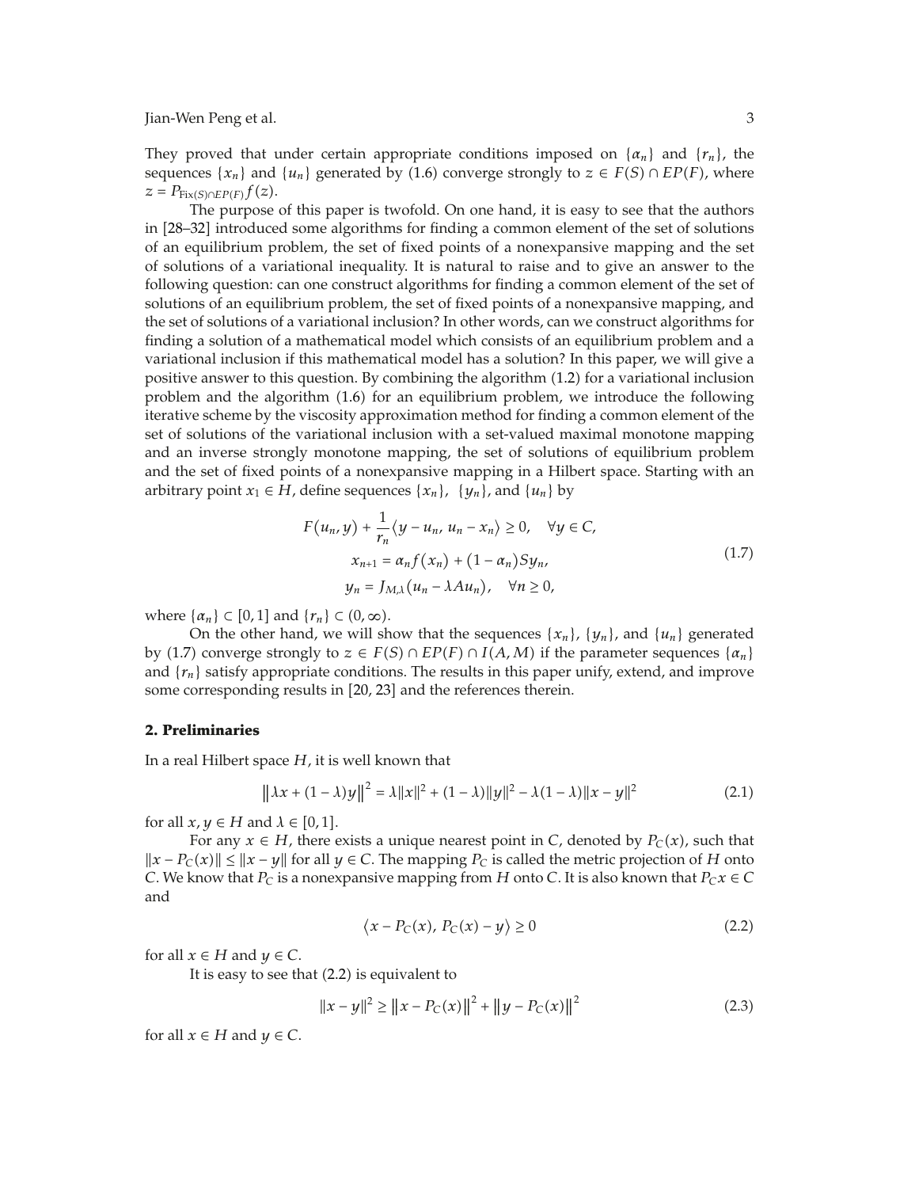They proved that under certain appropriate conditions imposed on $\{\alpha_n\}$ and $\{r_n\}$, the sequences $\{x_n\}$ and $\{u_n\}$ generated by (1.6) converge strongly to $z \in F(S) \cap EP(F)$, where $z = P_{\text{Fix}(S)\cap EP(F)} f(z)$.

The purpose of this paper is twofold. On one hand, it is easy to see that the authors in [28–32] introduced some algorithms for finding a common element of the set of solutions of an equilibrium problem, the set of fixed points of a nonexpansive mapping and the set of solutions of a variational inequality. It is natural to raise and to give an answer to the following question: can one construct algorithms for finding a common element of the set of solutions of an equilibrium problem, the set of fixed points of a nonexpansive mapping, and the set of solutions of a variational inclusion? In other words, can we construct algorithms for finding a solution of a mathematical model which consists of an equilibrium problem and a variational inclusion if this mathematical model has a solution? In this paper, we will give a positive answer to this question. By combining the algorithm (1.2) for a variational inclusion problem and the algorithm (1.6) for an equilibrium problem, we introduce the following iterative scheme by the viscosity approximation method for finding a common element of the set of solutions of the variational inclusion with a set-valued maximal monotone mapping and an inverse strongly monotone mapping, the set of solutions of equilibrium problem and the set of fixed points of a nonexpansive mapping in a Hilbert space. Starting with an arbitrary point $x_1 \in H$, define sequences $\{x_n\}$, $\{y_n\}$, and $\{u_n\}$ by

$$
\begin{gathered}
F(u_n, y) + \frac{1}{r_n}\langle y - u_n, u_n - x_n\rangle \geq 0, \quad \forall y \in C, \\
x_{n+1} = \alpha_n f(x_n) + (1-\alpha_n) S y_n, \\
y_n = J_{M,\lambda}(u_n - \lambda A u_n), \quad \forall n \geq 0,
\end{gathered}
\tag{1.7}
$$

where $\{\alpha_n\} \subset [0,1]$ and $\{r_n\} \subset (0,\infty)$.

On the other hand, we will show that the sequences $\{x_n\}$, $\{y_n\}$, and $\{u_n\}$ generated by (1.7) converge strongly to $z \in F(S) \cap EP(F) \cap I(A,M)$ if the parameter sequences $\{\alpha_n\}$ and $\{r_n\}$ satisfy appropriate conditions. The results in this paper unify, extend, and improve some corresponding results in [20, 23] and the references therein.

## 2. Preliminaries

In a real Hilbert space $H$, it is well known that

$$
\|\lambda x + (1-\lambda) y\|^2 = \lambda\|x\|^2 + (1-\lambda)\|y\|^2 - \lambda(1-\lambda)\|x-y\|^2 \tag{2.1}
$$

for all $x, y \in H$ and $\lambda \in [0,1]$.

For any $x \in H$, there exists a unique nearest point in $C$, denoted by $P_C(x)$, such that $\|x - P_C(x)\| \leq \|x - y\|$ for all $y \in C$. The mapping $P_C$ is called the metric projection of $H$ onto $C$. We know that $P_C$ is a nonexpansive mapping from $H$ onto $C$. It is also known that $P_C x \in C$ and

$$
\langle x - P_C(x), P_C(x) - y\rangle \geq 0 \tag{2.2}
$$

for all $x \in H$ and $y \in C$.

It is easy to see that (2.2) is equivalent to

$$
\|x - y\|^2 \geq \|x - P_C(x)\|^2 + \|y - P_C(x)\|^2 \tag{2.3}
$$

for all $x \in H$ and $y \in C$.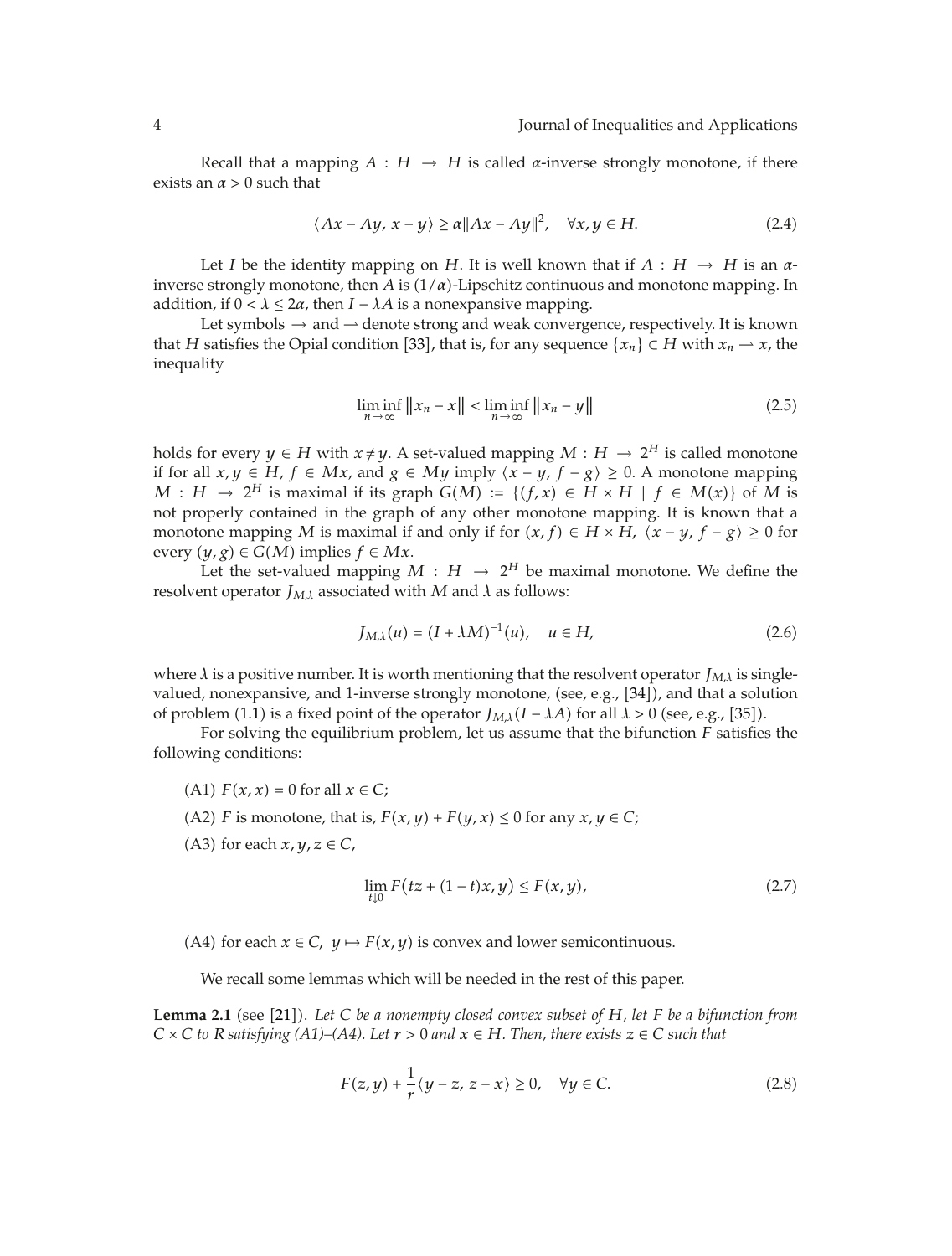Recall that a mapping $A : H \to H$ is called $\alpha$-inverse strongly monotone, if there exists an $\alpha > 0$ such that

$$\langle Ax - Ay,\, x - y\rangle \geq \alpha \|Ax - Ay\|^2, \quad \forall x, y \in H. \tag{2.4}$$

Let $I$ be the identity mapping on $H$. It is well known that if $A : H \to H$ is an $\alpha$-inverse strongly monotone, then $A$ is $(1/\alpha)$-Lipschitz continuous and monotone mapping. In addition, if $0 < \lambda \leq 2\alpha$, then $I - \lambda A$ is a nonexpansive mapping.

Let symbols $\to$ and $\rightharpoonup$ denote strong and weak convergence, respectively. It is known that $H$ satisfies the Opial condition [33], that is, for any sequence $\{x_n\} \subset H$ with $x_n \rightharpoonup x$, the inequality

$$\liminf_{n\to\infty} \|x_n - x\| < \liminf_{n\to\infty} \|x_n - y\| \tag{2.5}$$

holds for every $y \in H$ with $x \neq y$. A set-valued mapping $M : H \to 2^H$ is called monotone if for all $x, y \in H$, $f \in Mx$, and $g \in My$ imply $\langle x - y,\, f - g\rangle \geq 0$. A monotone mapping $M : H \to 2^H$ is maximal if its graph $G(M) := \{(f, x) \in H \times H \mid f \in M(x)\}$ of $M$ is not properly contained in the graph of any other monotone mapping. It is known that a monotone mapping $M$ is maximal if and only if for $(x, f) \in H \times H$, $\langle x - y,\, f - g\rangle \geq 0$ for every $(y, g) \in G(M)$ implies $f \in Mx$.

Let the set-valued mapping $M : H \to 2^H$ be maximal monotone. We define the resolvent operator $J_{M,\lambda}$ associated with $M$ and $\lambda$ as follows:

$$J_{M,\lambda}(u) = (I + \lambda M)^{-1}(u), \quad u \in H, \tag{2.6}$$

where $\lambda$ is a positive number. It is worth mentioning that the resolvent operator $J_{M,\lambda}$ is single-valued, nonexpansive, and 1-inverse strongly monotone, (see, e.g., [34]), and that a solution of problem (1.1) is a fixed point of the operator $J_{M,\lambda}(I - \lambda A)$ for all $\lambda > 0$ (see, e.g., [35]).

For solving the equilibrium problem, let us assume that the bifunction $F$ satisfies the following conditions:

(A1) $F(x, x) = 0$ for all $x \in C$;

(A2) $F$ is monotone, that is, $F(x, y) + F(y, x) \leq 0$ for any $x, y \in C$;

(A3) for each $x, y, z \in C$,

$$\lim_{t\downarrow 0} F(tz + (1 - t)x, y) \leq F(x, y), \tag{2.7}$$

(A4) for each $x \in C$, $y \mapsto F(x, y)$ is convex and lower semicontinuous.

We recall some lemmas which will be needed in the rest of this paper.

**Lemma 2.1** (see [21]). *Let $C$ be a nonempty closed convex subset of $H$, let $F$ be a bifunction from $C \times C$ to $R$ satisfying (A1)–(A4). Let $r > 0$ and $x \in H$. Then, there exists $z \in C$ such that*

$$F(z, y) + \frac{1}{r}\langle y - z,\, z - x\rangle \geq 0, \quad \forall y \in C. \tag{2.8}$$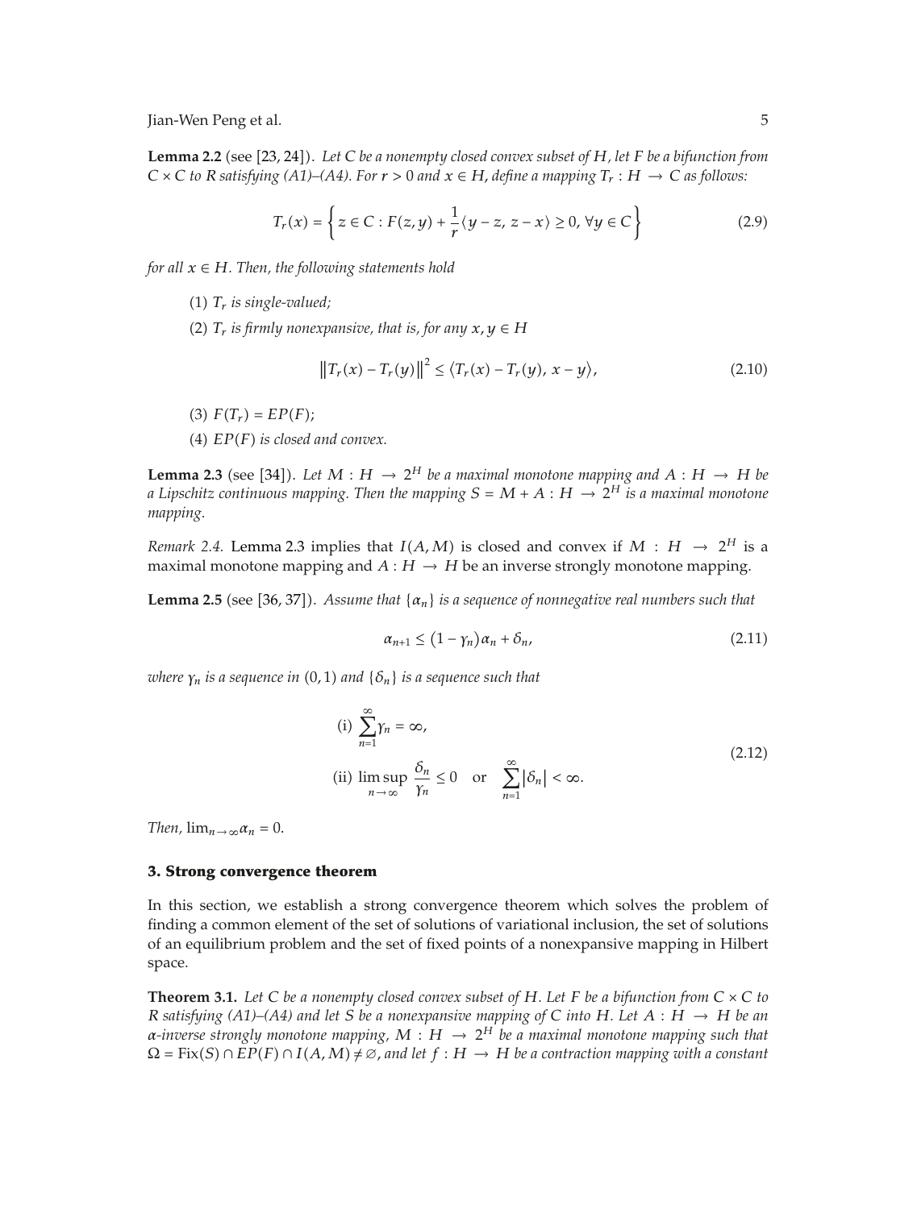**Lemma 2.2** (see [23, 24]). *Let $C$ be a nonempty closed convex subset of $H$, let $F$ be a bifunction from $C \times C$ to $R$ satisfying (A1)–(A4). For $r > 0$ and $x \in H$, define a mapping $T_r : H \to C$ as follows:*

$$T_r(x) = \left\{ z \in C : F(z, y) + \frac{1}{r}\langle y - z, z - x\rangle \geq 0, \forall y \in C \right\} \tag{2.9}$$

*for all $x \in H$. Then, the following statements hold*

(1) *$T_r$ is single-valued;*

(2) *$T_r$ is firmly nonexpansive, that is, for any $x, y \in H$*

$$\left\|T_r(x) - T_r(y)\right\|^2 \leq \langle T_r(x) - T_r(y), x - y\rangle, \tag{2.10}$$

(3) *$F(T_r) = EP(F)$;*

(4) *$EP(F)$ is closed and convex.*

**Lemma 2.3** (see [34]). *Let $M : H \to 2^H$ be a maximal monotone mapping and $A : H \to H$ be a Lipschitz continuous mapping. Then the mapping $S = M + A : H \to 2^H$ is a maximal monotone mapping.*

*Remark 2.4.* Lemma 2.3 implies that $I(A, M)$ is closed and convex if $M : H \to 2^H$ is a maximal monotone mapping and $A : H \to H$ be an inverse strongly monotone mapping.

**Lemma 2.5** (see [36, 37]). *Assume that $\{\alpha_n\}$ is a sequence of nonnegative real numbers such that*

$$\alpha_{n+1} \leq (1 - \gamma_n)\alpha_n + \delta_n, \tag{2.11}$$

*where $\gamma_n$ is a sequence in $(0, 1)$ and $\{\delta_n\}$ is a sequence such that*

$$\begin{aligned} &\text{(i) } \sum_{n=1}^{\infty}\gamma_n = \infty, \\ &\text{(ii) } \limsup_{n\to\infty}\frac{\delta_n}{\gamma_n} \leq 0 \quad \text{or} \quad \sum_{n=1}^{\infty}|\delta_n| < \infty. \end{aligned} \tag{2.12}$$

*Then, $\lim_{n\to\infty}\alpha_n = 0$.*

## 3. Strong convergence theorem

In this section, we establish a strong convergence theorem which solves the problem of finding a common element of the set of solutions of variational inclusion, the set of solutions of an equilibrium problem and the set of fixed points of a nonexpansive mapping in Hilbert space.

**Theorem 3.1.** *Let $C$ be a nonempty closed convex subset of $H$. Let $F$ be a bifunction from $C \times C$ to $R$ satisfying (A1)–(A4) and let $S$ be a nonexpansive mapping of $C$ into $H$. Let $A : H \to H$ be an $\alpha$-inverse strongly monotone mapping, $M : H \to 2^H$ be a maximal monotone mapping such that $\Omega = \mathrm{Fix}(S) \cap EP(F) \cap I(A, M) \neq \emptyset$, and let $f : H \to H$ be a contraction mapping with a constant*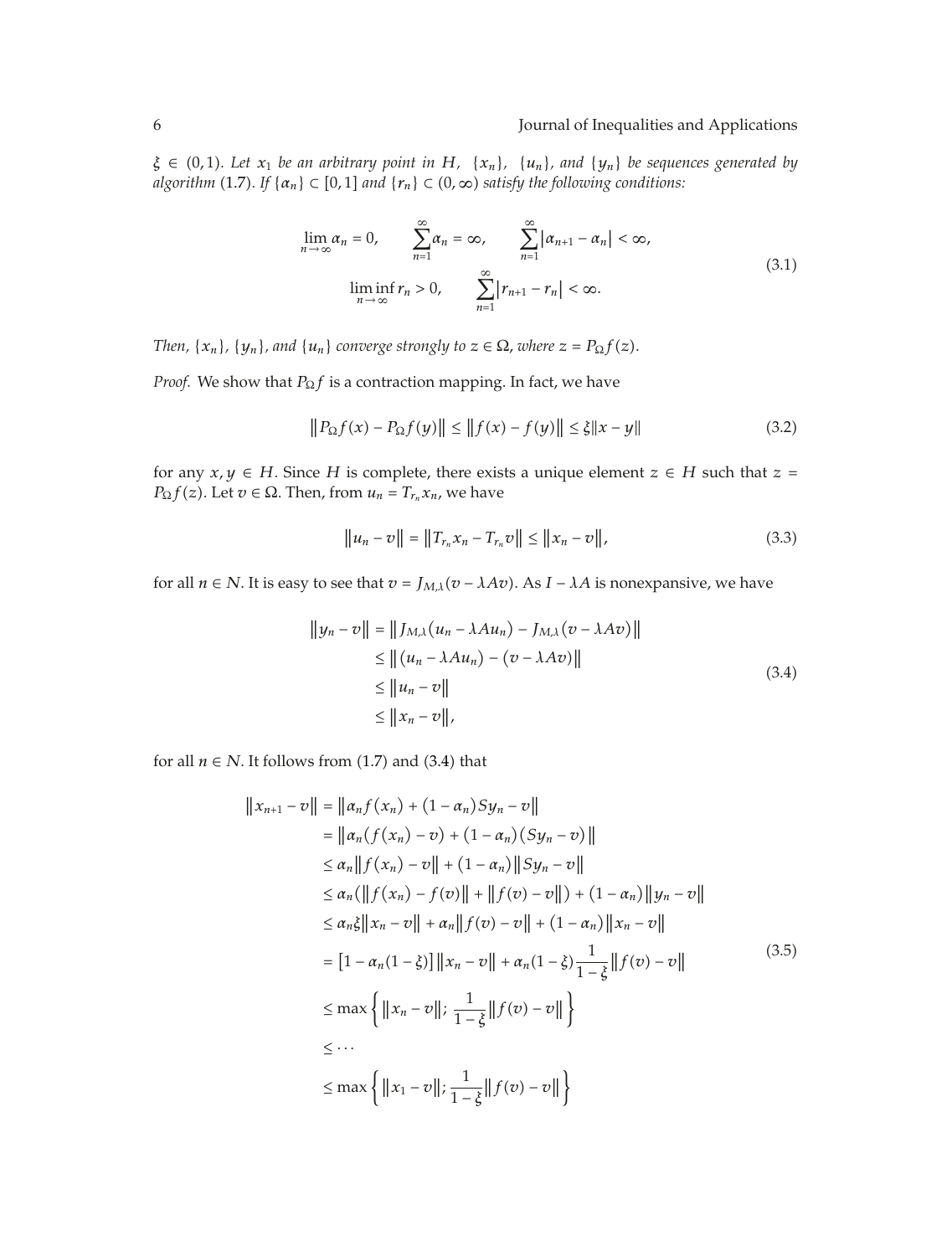$\xi \in (0,1)$. *Let $x_1$ be an arbitrary point in $H$, $\{x_n\}$, $\{u_n\}$, and $\{y_n\}$ be sequences generated by algorithm* (1.7). *If $\{\alpha_n\} \subset [0,1]$ and $\{r_n\} \subset (0,\infty)$ satisfy the following conditions:*

$$\lim_{n\to\infty} \alpha_n = 0, \qquad \sum_{n=1}^{\infty} \alpha_n = \infty, \qquad \sum_{n=1}^{\infty} |\alpha_{n+1} - \alpha_n| < \infty,$$
$$\liminf_{n\to\infty} r_n > 0, \qquad \sum_{n=1}^{\infty} |r_{n+1} - r_n| < \infty. \tag{3.1}$$

*Then, $\{x_n\}$, $\{y_n\}$, and $\{u_n\}$ converge strongly to $z \in \Omega$, where $z = P_\Omega f(z)$.*

*Proof.* We show that $P_\Omega f$ is a contraction mapping. In fact, we have

$$\|P_\Omega f(x) - P_\Omega f(y)\| \le \|f(x) - f(y)\| \le \xi \|x - y\| \tag{3.2}$$

for any $x, y \in H$. Since $H$ is complete, there exists a unique element $z \in H$ such that $z = P_\Omega f(z)$. Let $v \in \Omega$. Then, from $u_n = T_{r_n} x_n$, we have

$$\|u_n - v\| = \|T_{r_n} x_n - T_{r_n} v\| \le \|x_n - v\|, \tag{3.3}$$

for all $n \in N$. It is easy to see that $v = J_{M,\lambda}(v - \lambda A v)$. As $I - \lambda A$ is nonexpansive, we have

$$\begin{aligned}
\|y_n - v\| &= \|J_{M,\lambda}(u_n - \lambda A u_n) - J_{M,\lambda}(v - \lambda A v)\| \\
&\le \|(u_n - \lambda A u_n) - (v - \lambda A v)\| \\
&\le \|u_n - v\| \\
&\le \|x_n - v\|,
\end{aligned} \tag{3.4}$$

for all $n \in N$. It follows from (1.7) and (3.4) that

$$\begin{aligned}
\|x_{n+1} - v\| &= \|\alpha_n f(x_n) + (1 - \alpha_n) S y_n - v\| \\
&= \|\alpha_n (f(x_n) - v) + (1 - \alpha_n)(S y_n - v)\| \\
&\le \alpha_n \|f(x_n) - v\| + (1 - \alpha_n)\|S y_n - v\| \\
&\le \alpha_n (\|f(x_n) - f(v)\| + \|f(v) - v\|) + (1 - \alpha_n)\|y_n - v\| \\
&\le \alpha_n \xi \|x_n - v\| + \alpha_n \|f(v) - v\| + (1 - \alpha_n)\|x_n - v\| \\
&= [1 - \alpha_n(1 - \xi)]\|x_n - v\| + \alpha_n(1 - \xi)\frac{1}{1 - \xi}\|f(v) - v\| \\
&\le \max\left\{\|x_n - v\|; \frac{1}{1 - \xi}\|f(v) - v\|\right\} \\
&\le \cdots \\
&\le \max\left\{\|x_1 - v\|; \frac{1}{1 - \xi}\|f(v) - v\|\right\}
\end{aligned} \tag{3.5}$$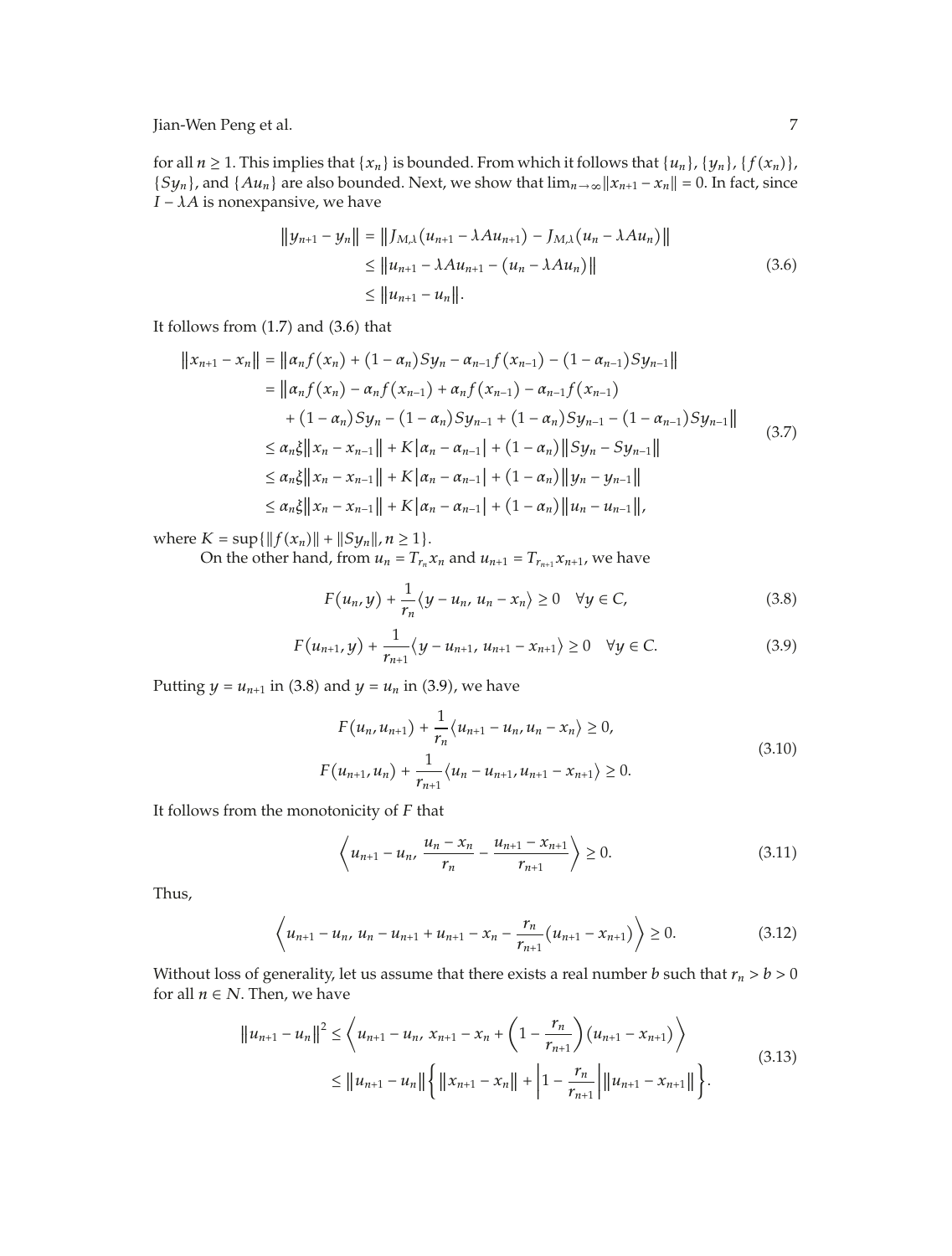for all $n \geq 1$. This implies that $\{x_n\}$ is bounded. From which it follows that $\{u_n\}$, $\{y_n\}$, $\{f(x_n)\}$, $\{Sy_n\}$, and $\{Au_n\}$ are also bounded. Next, we show that $\lim_{n\to\infty}\|x_{n+1} - x_n\| = 0$. In fact, since $I - \lambda A$ is nonexpansive, we have

$$
\begin{aligned}
\|y_{n+1} - y_n\| &= \|J_{M,\lambda}(u_{n+1} - \lambda Au_{n+1}) - J_{M,\lambda}(u_n - \lambda Au_n)\| \\
&\leq \|u_{n+1} - \lambda Au_{n+1} - (u_n - \lambda Au_n)\| \\
&\leq \|u_{n+1} - u_n\|.
\end{aligned} \tag{3.6}
$$

It follows from (1.7) and (3.6) that

$$
\begin{aligned}
\|x_{n+1} - x_n\| &= \|\alpha_n f(x_n) + (1-\alpha_n)Sy_n - \alpha_{n-1}f(x_{n-1}) - (1-\alpha_{n-1})Sy_{n-1}\| \\
&= \|\alpha_n f(x_n) - \alpha_n f(x_{n-1}) + \alpha_n f(x_{n-1}) - \alpha_{n-1}f(x_{n-1}) \\
&\quad + (1-\alpha_n)Sy_n - (1-\alpha_n)Sy_{n-1} + (1-\alpha_n)Sy_{n-1} - (1-\alpha_{n-1})Sy_{n-1}\| \\
&\leq \alpha_n\xi\|x_n - x_{n-1}\| + K|\alpha_n - \alpha_{n-1}| + (1-\alpha_n)\|Sy_n - Sy_{n-1}\| \\
&\leq \alpha_n\xi\|x_n - x_{n-1}\| + K|\alpha_n - \alpha_{n-1}| + (1-\alpha_n)\|y_n - y_{n-1}\| \\
&\leq \alpha_n\xi\|x_n - x_{n-1}\| + K|\alpha_n - \alpha_{n-1}| + (1-\alpha_n)\|u_n - u_{n-1}\|,
\end{aligned} \tag{3.7}
$$

where $K = \sup\{\|f(x_n)\| + \|Sy_n\|, n \geq 1\}$.

On the other hand, from $u_n = T_{r_n}x_n$ and $u_{n+1} = T_{r_{n+1}}x_{n+1}$, we have

$$
F(u_n, y) + \frac{1}{r_n}\langle y - u_n, u_n - x_n\rangle \geq 0 \quad \forall y \in C, \tag{3.8}
$$

$$
F(u_{n+1}, y) + \frac{1}{r_{n+1}}\langle y - u_{n+1}, u_{n+1} - x_{n+1}\rangle \geq 0 \quad \forall y \in C. \tag{3.9}
$$

Putting $y = u_{n+1}$ in (3.8) and $y = u_n$ in (3.9), we have

$$
\begin{aligned}
F(u_n, u_{n+1}) + \frac{1}{r_n}\langle u_{n+1} - u_n, u_n - x_n\rangle &\geq 0, \\
F(u_{n+1}, u_n) + \frac{1}{r_{n+1}}\langle u_n - u_{n+1}, u_{n+1} - x_{n+1}\rangle &\geq 0.
\end{aligned} \tag{3.10}
$$

It follows from the monotonicity of $F$ that

$$
\left\langle u_{n+1} - u_n, \frac{u_n - x_n}{r_n} - \frac{u_{n+1} - x_{n+1}}{r_{n+1}}\right\rangle \geq 0. \tag{3.11}
$$

Thus,

$$
\left\langle u_{n+1} - u_n, u_n - u_{n+1} + u_{n+1} - x_n - \frac{r_n}{r_{n+1}}(u_{n+1} - x_{n+1})\right\rangle \geq 0. \tag{3.12}
$$

Without loss of generality, let us assume that there exists a real number $b$ such that $r_n > b > 0$ for all $n \in N$. Then, we have

$$
\begin{aligned}
\|u_{n+1} - u_n\|^2 &\leq \left\langle u_{n+1} - u_n, x_{n+1} - x_n + \left(1 - \frac{r_n}{r_{n+1}}\right)(u_{n+1} - x_{n+1})\right\rangle \\
&\leq \|u_{n+1} - u_n\|\left\{\|x_{n+1} - x_n\| + \left|1 - \frac{r_n}{r_{n+1}}\right|\|u_{n+1} - x_{n+1}\|\right\}.
\end{aligned} \tag{3.13}
$$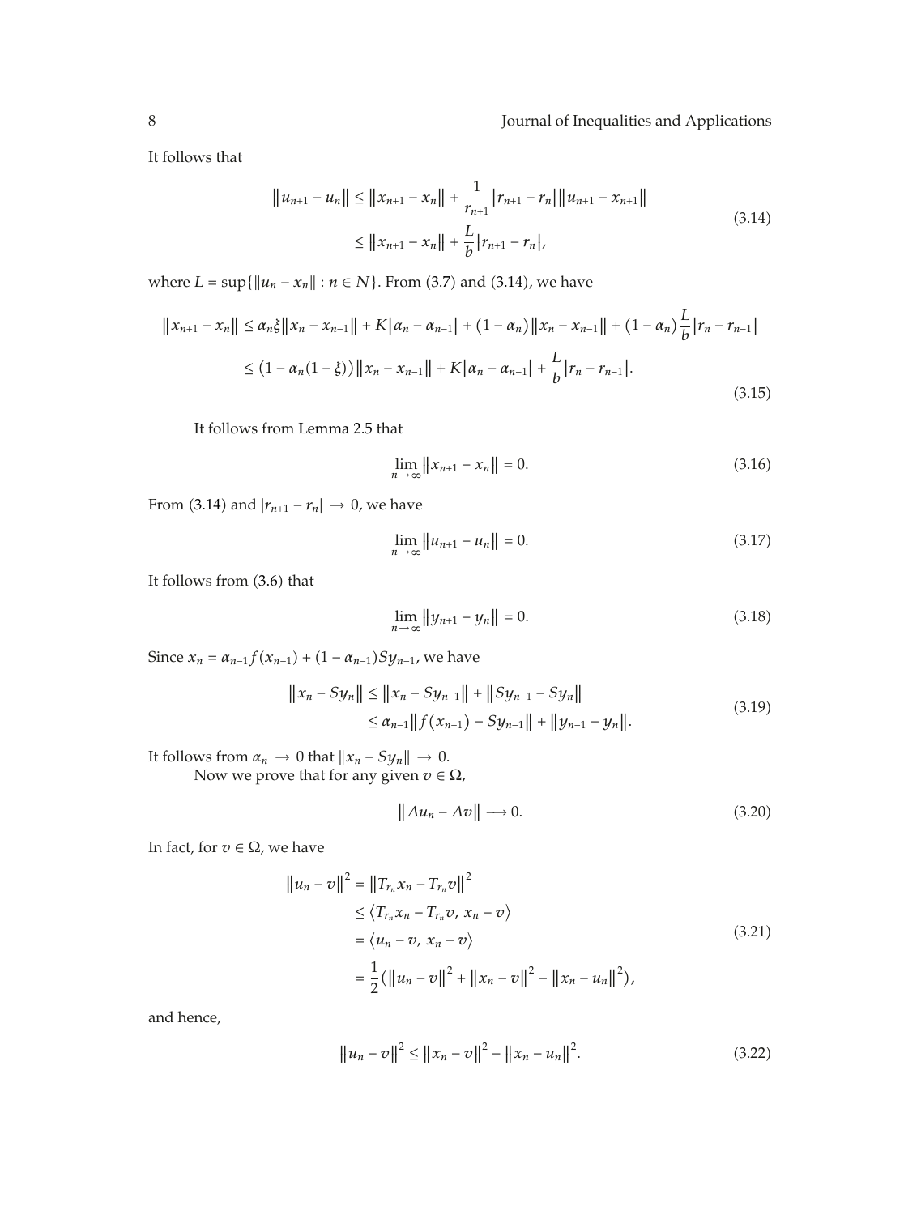It follows that

$$
\begin{aligned}
\|u_{n+1} - u_n\| &\leq \|x_{n+1} - x_n\| + \frac{1}{r_{n+1}} |r_{n+1} - r_n| \|u_{n+1} - x_{n+1}\| \\
&\leq \|x_{n+1} - x_n\| + \frac{L}{b} |r_{n+1} - r_n|,
\end{aligned}
\tag{3.14}
$$

where $L = \sup\{\|u_n - x_n\| : n \in N\}$. From (3.7) and (3.14), we have

$$
\begin{aligned}
\|x_{n+1} - x_n\| &\leq \alpha_n \xi \|x_n - x_{n-1}\| + K|\alpha_n - \alpha_{n-1}| + (1 - \alpha_n)\|x_n - x_{n-1}\| + (1 - \alpha_n)\frac{L}{b}|r_n - r_{n-1}| \\
&\leq (1 - \alpha_n(1 - \xi))\|x_n - x_{n-1}\| + K|\alpha_n - \alpha_{n-1}| + \frac{L}{b}|r_n - r_{n-1}|.
\end{aligned}
\tag{3.15}
$$

It follows from Lemma 2.5 that

$$
\lim_{n \to \infty} \|x_{n+1} - x_n\| = 0. \tag{3.16}
$$

From (3.14) and $|r_{n+1} - r_n| \to 0$, we have

$$
\lim_{n \to \infty} \|u_{n+1} - u_n\| = 0. \tag{3.17}
$$

It follows from (3.6) that

$$
\lim_{n \to \infty} \|y_{n+1} - y_n\| = 0. \tag{3.18}
$$

Since $x_n = \alpha_{n-1} f(x_{n-1}) + (1 - \alpha_{n-1}) S y_{n-1}$, we have

$$
\begin{aligned}
\|x_n - Sy_n\| &\leq \|x_n - Sy_{n-1}\| + \|Sy_{n-1} - Sy_n\| \\
&\leq \alpha_{n-1} \|f(x_{n-1}) - Sy_{n-1}\| + \|y_{n-1} - y_n\|.
\end{aligned}
\tag{3.19}
$$

It follows from $\alpha_n \to 0$ that $\|x_n - Sy_n\| \to 0$.

Now we prove that for any given $v \in \Omega$,

$$
\|Au_n - Av\| \longrightarrow 0. \tag{3.20}
$$

In fact, for $v \in \Omega$, we have

$$
\begin{aligned}
\|u_n - v\|^2 &= \|T_{r_n} x_n - T_{r_n} v\|^2 \\
&\leq \langle T_{r_n} x_n - T_{r_n} v, x_n - v \rangle \\
&= \langle u_n - v, x_n - v \rangle \\
&= \frac{1}{2}\left(\|u_n - v\|^2 + \|x_n - v\|^2 - \|x_n - u_n\|^2\right),
\end{aligned}
\tag{3.21}
$$

and hence,

$$
\|u_n - v\|^2 \leq \|x_n - v\|^2 - \|x_n - u_n\|^2. \tag{3.22}
$$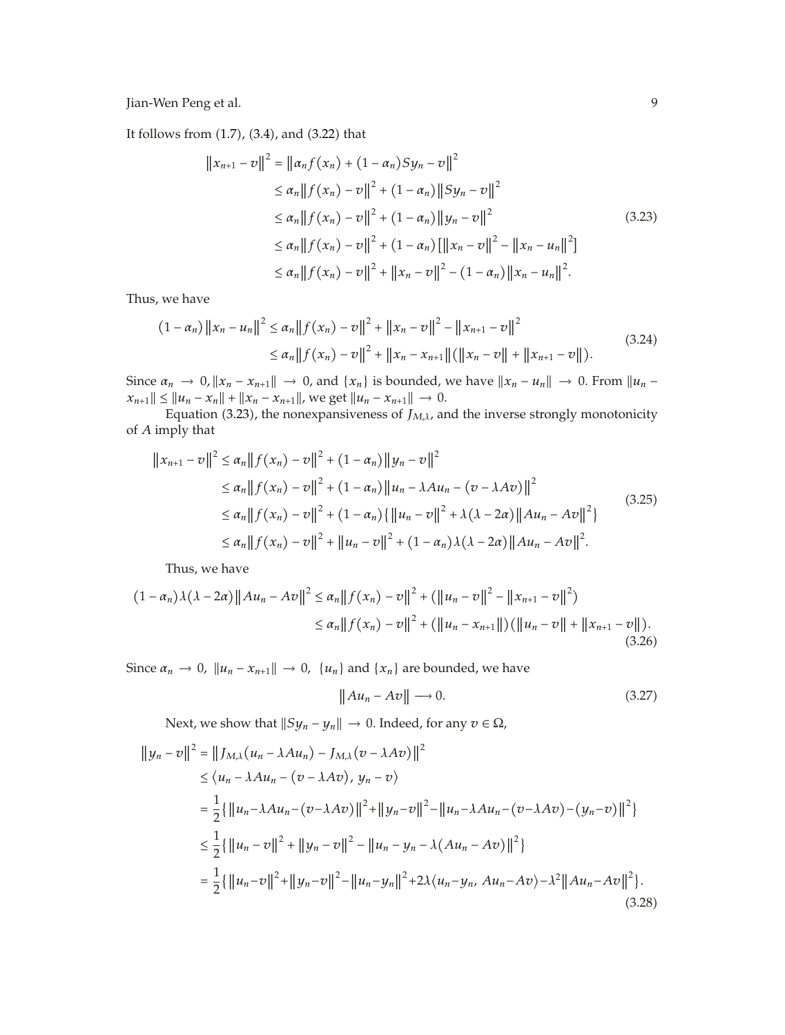It follows from (1.7), (3.4), and (3.22) that

$$
\begin{aligned}
\|x_{n+1}-v\|^2 &= \|\alpha_n f(x_n) + (1-\alpha_n)Sy_n - v\|^2 \\
&\le \alpha_n\|f(x_n)-v\|^2 + (1-\alpha_n)\|Sy_n - v\|^2 \\
&\le \alpha_n\|f(x_n)-v\|^2 + (1-\alpha_n)\|y_n - v\|^2 \\
&\le \alpha_n\|f(x_n)-v\|^2 + (1-\alpha_n)\left[\|x_n - v\|^2 - \|x_n - u_n\|^2\right] \\
&\le \alpha_n\|f(x_n)-v\|^2 + \|x_n - v\|^2 - (1-\alpha_n)\|x_n - u_n\|^2.
\end{aligned}
\tag{3.23}
$$

Thus, we have

$$
\begin{aligned}
(1-\alpha_n)\|x_n - u_n\|^2 &\le \alpha_n\|f(x_n)-v\|^2 + \|x_n - v\|^2 - \|x_{n+1}-v\|^2 \\
&\le \alpha_n\|f(x_n)-v\|^2 + \|x_n - x_{n+1}\|\left(\|x_n - v\| + \|x_{n+1}-v\|\right).
\end{aligned}
\tag{3.24}
$$

Since $\alpha_n \to 0, \|x_n - x_{n+1}\| \to 0$, and $\{x_n\}$ is bounded, we have $\|x_n - u_n\| \to 0$. From $\|u_n - x_{n+1}\| \le \|u_n - x_n\| + \|x_n - x_{n+1}\|$, we get $\|u_n - x_{n+1}\| \to 0$.

Equation (3.23), the nonexpansiveness of $J_{M,\lambda}$, and the inverse strongly monotonicity of $A$ imply that

$$
\begin{aligned}
\|x_{n+1}-v\|^2 &\le \alpha_n\|f(x_n)-v\|^2 + (1-\alpha_n)\|y_n - v\|^2 \\
&\le \alpha_n\|f(x_n)-v\|^2 + (1-\alpha_n)\|u_n - \lambda Au_n - (v - \lambda Av)\|^2 \\
&\le \alpha_n\|f(x_n)-v\|^2 + (1-\alpha_n)\left\{\|u_n - v\|^2 + \lambda(\lambda - 2\alpha)\|Au_n - Av\|^2\right\} \\
&\le \alpha_n\|f(x_n)-v\|^2 + \|u_n - v\|^2 + (1-\alpha_n)\lambda(\lambda - 2\alpha)\|Au_n - Av\|^2.
\end{aligned}
\tag{3.25}
$$

Thus, we have

$$
\begin{aligned}
(1-\alpha_n)\lambda(\lambda-2\alpha)\|Au_n - Av\|^2 &\le \alpha_n\|f(x_n)-v\|^2 + \left(\|u_n - v\|^2 - \|x_{n+1}-v\|^2\right) \\
&\le \alpha_n\|f(x_n)-v\|^2 + \left(\|u_n - x_{n+1}\|\right)\left(\|u_n - v\| + \|x_{n+1}-v\|\right).
\end{aligned}
\tag{3.26}
$$

Since $\alpha_n \to 0$, $\|u_n - x_{n+1}\| \to 0$, $\{u_n\}$ and $\{x_n\}$ are bounded, we have

$$
\|Au_n - Av\| \longrightarrow 0. \tag{3.27}
$$

Next, we show that $\|Sy_n - y_n\| \to 0$. Indeed, for any $v \in \Omega$,

$$
\begin{aligned}
\|y_n - v\|^2 &= \|J_{M,\lambda}(u_n - \lambda Au_n) - J_{M,\lambda}(v - \lambda Av)\|^2 \\
&\le \langle u_n - \lambda Au_n - (v - \lambda Av),\, y_n - v\rangle \\
&= \frac{1}{2}\left\{\|u_n - \lambda Au_n - (v - \lambda Av)\|^2 + \|y_n - v\|^2 - \|u_n - \lambda Au_n - (v - \lambda Av) - (y_n - v)\|^2\right\} \\
&\le \frac{1}{2}\left\{\|u_n - v\|^2 + \|y_n - v\|^2 - \|u_n - y_n - \lambda(Au_n - Av)\|^2\right\} \\
&= \frac{1}{2}\left\{\|u_n - v\|^2 + \|y_n - v\|^2 - \|u_n - y_n\|^2 + 2\lambda\langle u_n - y_n,\, Au_n - Av\rangle - \lambda^2\|Au_n - Av\|^2\right\}.
\end{aligned}
\tag{3.28}
$$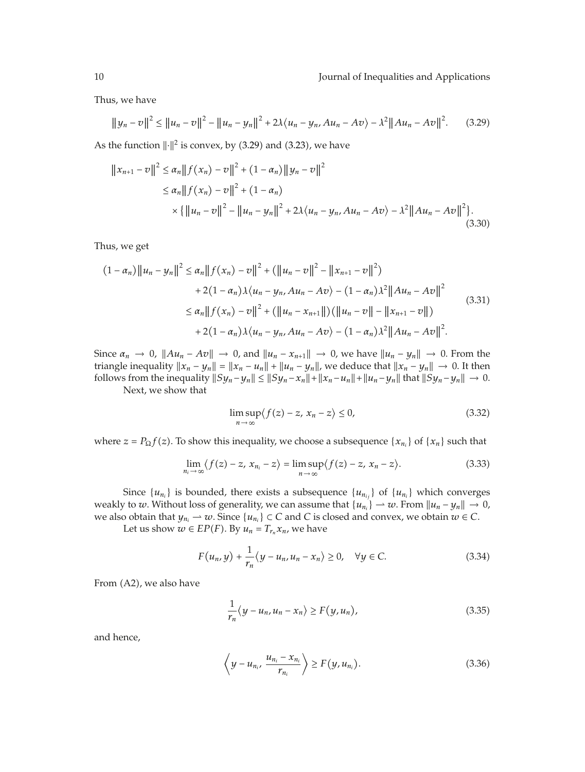Thus, we have

$$\|y_n - v\|^2 \le \|u_n - v\|^2 - \|u_n - y_n\|^2 + 2\lambda\langle u_n - y_n, Au_n - Av\rangle - \lambda^2\|Au_n - Av\|^2. \tag{3.29}$$

As the function $\|\cdot\|^2$ is convex, by (3.29) and (3.23), we have

$$\begin{aligned}
\|x_{n+1} - v\|^2 &\le \alpha_n\|f(x_n) - v\|^2 + (1-\alpha_n)\|y_n - v\|^2 \\
&\le \alpha_n\|f(x_n) - v\|^2 + (1-\alpha_n) \\
&\quad \times \left\{\|u_n - v\|^2 - \|u_n - y_n\|^2 + 2\lambda\langle u_n - y_n, Au_n - Av\rangle - \lambda^2\|Au_n - Av\|^2\right\}.
\end{aligned} \tag{3.30}$$

Thus, we get

$$\begin{aligned}
(1-\alpha_n)\|u_n - y_n\|^2 &\le \alpha_n\|f(x_n) - v\|^2 + \left(\|u_n - v\|^2 - \|x_{n+1} - v\|^2\right) \\
&\quad + 2(1-\alpha_n)\lambda\langle u_n - y_n, Au_n - Av\rangle - (1-\alpha_n)\lambda^2\|Au_n - Av\|^2 \\
&\le \alpha_n\|f(x_n) - v\|^2 + \left(\|u_n - x_{n+1}\|\right)\left(\|u_n - v\| - \|x_{n+1} - v\|\right) \\
&\quad + 2(1-\alpha_n)\lambda\langle u_n - y_n, Au_n - Av\rangle - (1-\alpha_n)\lambda^2\|Au_n - Av\|^2.
\end{aligned} \tag{3.31}$$

Since $\alpha_n \to 0$, $\|Au_n - Av\| \to 0$, and $\|u_n - x_{n+1}\| \to 0$, we have $\|u_n - y_n\| \to 0$. From the triangle inequality $\|x_n - y_n\| = \|x_n - u_n\| + \|u_n - y_n\|$, we deduce that $\|x_n - y_n\| \to 0$. It then follows from the inequality $\|Sy_n - y_n\| \le \|Sy_n - x_n\| + \|x_n - u_n\| + \|u_n - y_n\|$ that $\|Sy_n - y_n\| \to 0$.

Next, we show that

$$\limsup_{n\to\infty}\langle f(z) - z, x_n - z\rangle \le 0, \tag{3.32}$$

where $z = P_\Omega f(z)$. To show this inequality, we choose a subsequence $\{x_{n_i}\}$ of $\{x_n\}$ such that

$$\lim_{n_i\to\infty}\langle f(z) - z, x_{n_i} - z\rangle = \limsup_{n\to\infty}\langle f(z) - z, x_n - z\rangle. \tag{3.33}$$

Since $\{u_{n_i}\}$ is bounded, there exists a subsequence $\{u_{n_{i_j}}\}$ of $\{u_{n_i}\}$ which converges weakly to $w$. Without loss of generality, we can assume that $\{u_{n_i}\} \rightharpoonup w$. From $\|u_n - y_n\| \to 0$, we also obtain that $y_{n_i} \rightharpoonup w$. Since $\{u_{n_i}\} \subset C$ and $C$ is closed and convex, we obtain $w \in C$.

Let us show $w \in EP(F)$. By $u_n = T_{r_n}x_n$, we have

$$F(u_n, y) + \frac{1}{r_n}\langle y - u_n, u_n - x_n\rangle \ge 0, \quad \forall y \in C. \tag{3.34}$$

From (A2), we also have

$$\frac{1}{r_n}\langle y - u_n, u_n - x_n\rangle \ge F(y, u_n), \tag{3.35}$$

and hence,

$$\left\langle y - u_{n_i}, \frac{u_{n_i} - x_{n_i}}{r_{n_i}}\right\rangle \ge F(y, u_{n_i}). \tag{3.36}$$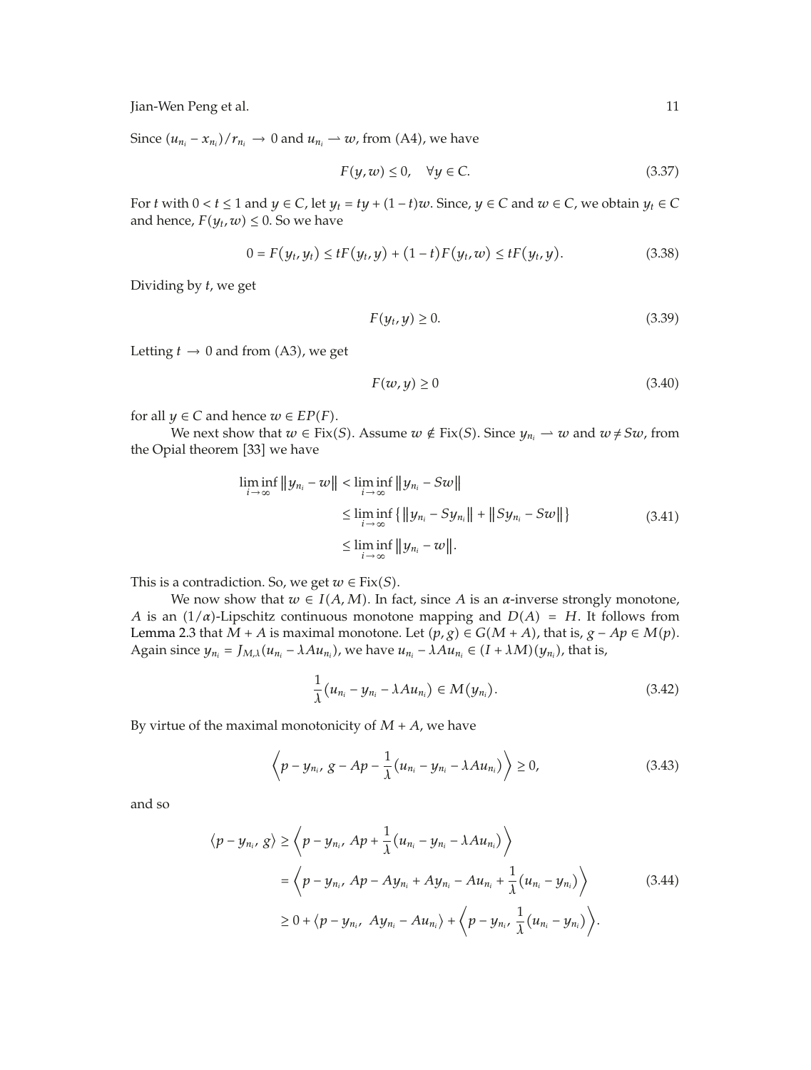Since $(u_{n_i} - x_{n_i})/r_{n_i} \to 0$ and $u_{n_i} \rightharpoonup w$, from (A4), we have

$$F(y, w) \leq 0, \quad \forall y \in C. \tag{3.37}$$

For $t$ with $0 < t \leq 1$ and $y \in C$, let $y_t = ty + (1-t)w$. Since, $y \in C$ and $w \in C$, we obtain $y_t \in C$ and hence, $F(y_t, w) \leq 0$. So we have

$$0 = F(y_t, y_t) \leq tF(y_t, y) + (1-t)F(y_t, w) \leq tF(y_t, y). \tag{3.38}$$

Dividing by $t$, we get

$$F(y_t, y) \geq 0. \tag{3.39}$$

Letting $t \to 0$ and from (A3), we get

$$F(w, y) \geq 0 \tag{3.40}$$

for all $y \in C$ and hence $w \in EP(F)$.

We next show that $w \in \operatorname{Fix}(S)$. Assume $w \notin \operatorname{Fix}(S)$. Since $y_{n_i} \rightharpoonup w$ and $w \neq Sw$, from the Opial theorem [33] we have

$$\begin{aligned}
\liminf_{i \to \infty} \|y_{n_i} - w\| &< \liminf_{i \to \infty} \|y_{n_i} - Sw\| \\
&\leq \liminf_{i \to \infty} \{\|y_{n_i} - Sy_{n_i}\| + \|Sy_{n_i} - Sw\|\} \\
&\leq \liminf_{i \to \infty} \|y_{n_i} - w\|.
\end{aligned} \tag{3.41}$$

This is a contradiction. So, we get $w \in \operatorname{Fix}(S)$.

We now show that $w \in I(A, M)$. In fact, since $A$ is an $\alpha$-inverse strongly monotone, $A$ is an $(1/\alpha)$-Lipschitz continuous monotone mapping and $D(A) = H$. It follows from Lemma 2.3 that $M + A$ is maximal monotone. Let $(p, g) \in G(M + A)$, that is, $g - Ap \in M(p)$. Again since $y_{n_i} = J_{M,\lambda}(u_{n_i} - \lambda A u_{n_i})$, we have $u_{n_i} - \lambda A u_{n_i} \in (I + \lambda M)(y_{n_i})$, that is,

$$\frac{1}{\lambda}(u_{n_i} - y_{n_i} - \lambda A u_{n_i}) \in M(y_{n_i}). \tag{3.42}$$

By virtue of the maximal monotonicity of $M + A$, we have

$$\left\langle p - y_{n_i},\, g - Ap - \frac{1}{\lambda}(u_{n_i} - y_{n_i} - \lambda A u_{n_i}) \right\rangle \geq 0, \tag{3.43}$$

and so

$$\begin{aligned}
\langle p - y_{n_i},\, g \rangle &\geq \left\langle p - y_{n_i},\, Ap + \frac{1}{\lambda}(u_{n_i} - y_{n_i} - \lambda A u_{n_i}) \right\rangle \\
&= \left\langle p - y_{n_i},\, Ap - Ay_{n_i} + Ay_{n_i} - Au_{n_i} + \frac{1}{\lambda}(u_{n_i} - y_{n_i}) \right\rangle \\
&\geq 0 + \langle p - y_{n_i},\, Ay_{n_i} - Au_{n_i} \rangle + \left\langle p - y_{n_i},\, \frac{1}{\lambda}(u_{n_i} - y_{n_i}) \right\rangle.
\end{aligned} \tag{3.44}$$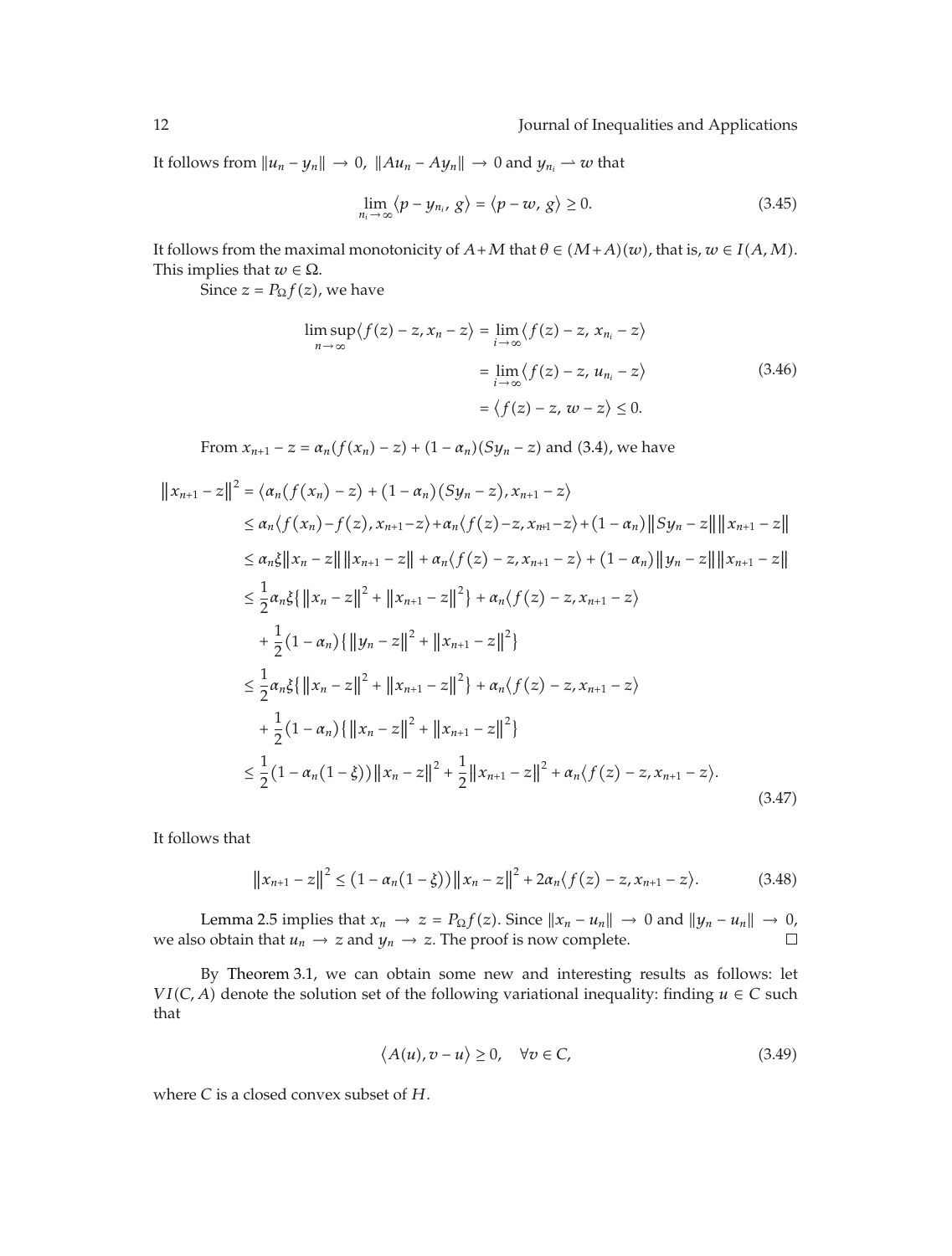It follows from $\|u_n - y_n\| \to 0$, $\|Au_n - Ay_n\| \to 0$ and $y_{n_i} \rightharpoonup w$ that

$$\lim_{n_i \to \infty} \langle p - y_{n_i}, g \rangle = \langle p - w, g \rangle \geq 0. \tag{3.45}$$

It follows from the maximal monotonicity of $A+M$ that $\theta \in (M+A)(w)$, that is, $w \in I(A, M)$. This implies that $w \in \Omega$.

Since $z = P_\Omega f(z)$, we have

$$\begin{aligned}
\limsup_{n \to \infty} \langle f(z) - z, x_n - z \rangle &= \lim_{i \to \infty} \langle f(z) - z, x_{n_i} - z \rangle \\
&= \lim_{i \to \infty} \langle f(z) - z, u_{n_i} - z \rangle \\
&= \langle f(z) - z, w - z \rangle \leq 0.
\end{aligned} \tag{3.46}$$

From $x_{n+1} - z = \alpha_n(f(x_n) - z) + (1 - \alpha_n)(Sy_n - z)$ and (3.4), we have

$$\begin{aligned}
\|x_{n+1} - z\|^2 &= \langle \alpha_n(f(x_n) - z) + (1 - \alpha_n)(Sy_n - z), x_{n+1} - z \rangle \\
&\leq \alpha_n \langle f(x_n) - f(z), x_{n+1} - z \rangle + \alpha_n \langle f(z) - z, x_{n+1} - z \rangle + (1 - \alpha_n)\|Sy_n - z\| \|x_{n+1} - z\| \\
&\leq \alpha_n \xi \|x_n - z\| \|x_{n+1} - z\| + \alpha_n \langle f(z) - z, x_{n+1} - z \rangle + (1 - \alpha_n)\|y_n - z\| \|x_{n+1} - z\| \\
&\leq \frac{1}{2}\alpha_n \xi \left\{ \|x_n - z\|^2 + \|x_{n+1} - z\|^2 \right\} + \alpha_n \langle f(z) - z, x_{n+1} - z \rangle \\
&\quad + \frac{1}{2}(1 - \alpha_n)\left\{ \|y_n - z\|^2 + \|x_{n+1} - z\|^2 \right\} \\
&\leq \frac{1}{2}\alpha_n \xi \left\{ \|x_n - z\|^2 + \|x_{n+1} - z\|^2 \right\} + \alpha_n \langle f(z) - z, x_{n+1} - z \rangle \\
&\quad + \frac{1}{2}(1 - \alpha_n)\left\{ \|x_n - z\|^2 + \|x_{n+1} - z\|^2 \right\} \\
&\leq \frac{1}{2}(1 - \alpha_n(1 - \xi))\|x_n - z\|^2 + \frac{1}{2}\|x_{n+1} - z\|^2 + \alpha_n \langle f(z) - z, x_{n+1} - z \rangle.
\end{aligned} \tag{3.47}$$

It follows that

$$\|x_{n+1} - z\|^2 \leq (1 - \alpha_n(1 - \xi))\|x_n - z\|^2 + 2\alpha_n \langle f(z) - z, x_{n+1} - z \rangle. \tag{3.48}$$

Lemma 2.5 implies that $x_n \to z = P_\Omega f(z)$. Since $\|x_n - u_n\| \to 0$ and $\|y_n - u_n\| \to 0$, we also obtain that $u_n \to z$ and $y_n \to z$. The proof is now complete. □

By Theorem 3.1, we can obtain some new and interesting results as follows: let $VI(C, A)$ denote the solution set of the following variational inequality: finding $u \in C$ such that

$$\langle A(u), v - u \rangle \geq 0, \quad \forall v \in C, \tag{3.49}$$

where $C$ is a closed convex subset of $H$.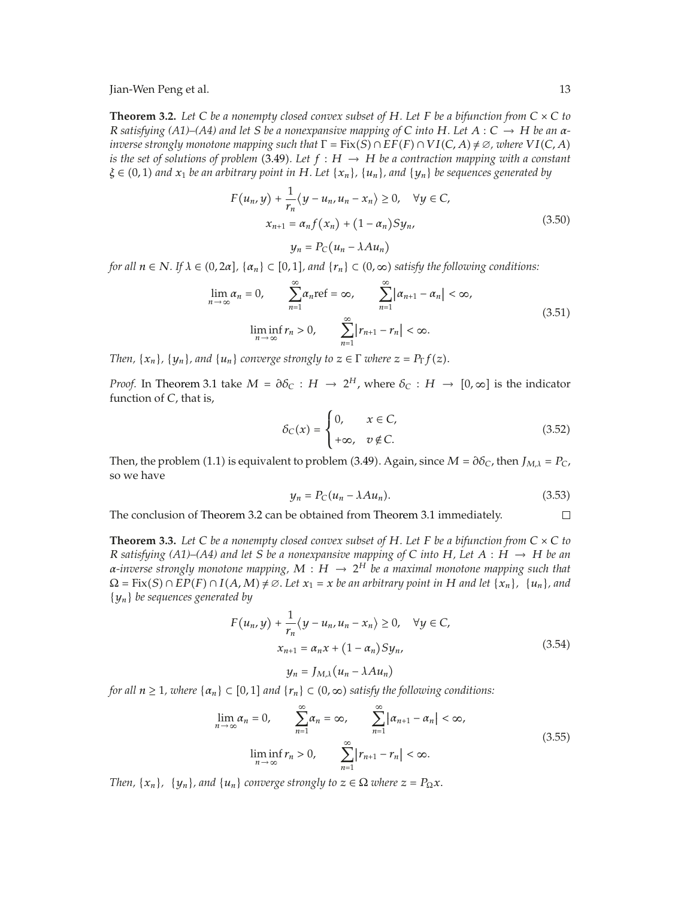**Theorem 3.2.** *Let $C$ be a nonempty closed convex subset of $H$. Let $F$ be a bifunction from $C \times C$ to $R$ satisfying (A1)–(A4) and let $S$ be a nonexpansive mapping of $C$ into $H$. Let $A : C \to H$ be an $\alpha$-inverse strongly monotone mapping such that $\Gamma = \mathrm{Fix}(S) \cap EF(F) \cap VI(C, A) \neq \emptyset$, where $VI(C, A)$ is the set of solutions of problem (3.49). Let $f : H \to H$ be a contraction mapping with a constant $\xi \in (0, 1)$ and $x_1$ be an arbitrary point in $H$. Let $\{x_n\}$, $\{u_n\}$, and $\{y_n\}$ be sequences generated by*

$$
\begin{gathered}
F(u_n, y) + \frac{1}{r_n}\langle y - u_n, u_n - x_n \rangle \geq 0, \quad \forall y \in C, \\
x_{n+1} = \alpha_n f(x_n) + (1 - \alpha_n) S y_n, \\
y_n = P_C(u_n - \lambda A u_n)
\end{gathered}
\tag{3.50}
$$

*for all $n \in N$. If $\lambda \in (0, 2\alpha]$, $\{\alpha_n\} \subset [0, 1]$, and $\{r_n\} \subset (0, \infty)$ satisfy the following conditions:*

$$
\begin{gathered}
\lim_{n \to \infty} \alpha_n = 0, \qquad \sum_{n=1}^{\infty} \alpha_n \mathrm{ref} = \infty, \qquad \sum_{n=1}^{\infty} |\alpha_{n+1} - \alpha_n| < \infty, \\
\liminf_{n \to \infty} r_n > 0, \qquad \sum_{n=1}^{\infty} |r_{n+1} - r_n| < \infty.
\end{gathered}
\tag{3.51}
$$

*Then, $\{x_n\}$, $\{y_n\}$, and $\{u_n\}$ converge strongly to $z \in \Gamma$ where $z = P_\Gamma f(z)$.*

*Proof.* In Theorem 3.1 take $M = \partial \delta_C : H \to 2^H$, where $\delta_C : H \to [0, \infty]$ is the indicator function of $C$, that is,

$$
\delta_C(x) = \begin{cases} 0, & x \in C, \\ +\infty, & v \notin C. \end{cases}
\tag{3.52}
$$

Then, the problem (1.1) is equivalent to problem (3.49). Again, since $M = \partial \delta_C$, then $J_{M,\lambda} = P_C$, so we have

$$
y_n = P_C(u_n - \lambda A u_n).
\tag{3.53}
$$

The conclusion of Theorem 3.2 can be obtained from Theorem 3.1 immediately. $\square$

**Theorem 3.3.** *Let $C$ be a nonempty closed convex subset of $H$. Let $F$ be a bifunction from $C \times C$ to $R$ satisfying (A1)–(A4) and let $S$ be a nonexpansive mapping of $C$ into $H$, Let $A : H \to H$ be an $\alpha$-inverse strongly monotone mapping, $M : H \to 2^H$ be a maximal monotone mapping such that $\Omega = \mathrm{Fix}(S) \cap EP(F) \cap I(A, M) \neq \emptyset$. Let $x_1 = x$ be an arbitrary point in $H$ and let $\{x_n\}$, $\{u_n\}$, and $\{y_n\}$ be sequences generated by*

$$
\begin{gathered}
F(u_n, y) + \frac{1}{r_n}\langle y - u_n, u_n - x_n \rangle \geq 0, \quad \forall y \in C, \\
x_{n+1} = \alpha_n x + (1 - \alpha_n) S y_n, \\
y_n = J_{M,\lambda}(u_n - \lambda A u_n)
\end{gathered}
\tag{3.54}
$$

*for all $n \geq 1$, where $\{\alpha_n\} \subset [0, 1]$ and $\{r_n\} \subset (0, \infty)$ satisfy the following conditions:*

$$
\begin{gathered}
\lim_{n \to \infty} \alpha_n = 0, \qquad \sum_{n=1}^{\infty} \alpha_n = \infty, \qquad \sum_{n=1}^{\infty} |\alpha_{n+1} - \alpha_n| < \infty, \\
\liminf_{n \to \infty} r_n > 0, \qquad \sum_{n=1}^{\infty} |r_{n+1} - r_n| < \infty.
\end{gathered}
\tag{3.55}
$$

*Then, $\{x_n\}$, $\{y_n\}$, and $\{u_n\}$ converge strongly to $z \in \Omega$ where $z = P_\Omega x$.*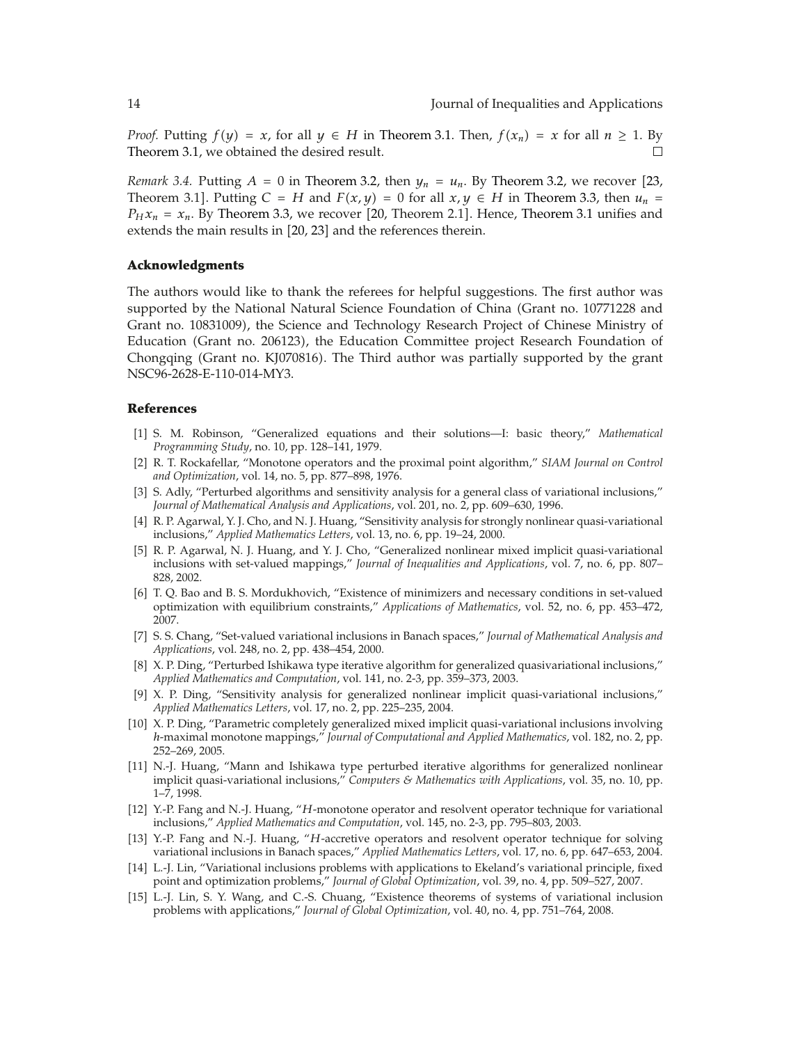*Proof.* Putting $f(y) = x$, for all $y \in H$ in Theorem 3.1. Then, $f(x_n) = x$ for all $n \geq 1$. By Theorem 3.1, we obtained the desired result. $\square$

*Remark 3.4.* Putting $A = 0$ in Theorem 3.2, then $y_n = u_n$. By Theorem 3.2, we recover [23, Theorem 3.1]. Putting $C = H$ and $F(x, y) = 0$ for all $x, y \in H$ in Theorem 3.3, then $u_n = P_H x_n = x_n$. By Theorem 3.3, we recover [20, Theorem 2.1]. Hence, Theorem 3.1 unifies and extends the main results in [20, 23] and the references therein.

## Acknowledgments

The authors would like to thank the referees for helpful suggestions. The first author was supported by the National Natural Science Foundation of China (Grant no. 10771228 and Grant no. 10831009), the Science and Technology Research Project of Chinese Ministry of Education (Grant no. 206123), the Education Committee project Research Foundation of Chongqing (Grant no. KJ070816). The Third author was partially supported by the grant NSC96-2628-E-110-014-MY3.

## References

[1] S. M. Robinson, "Generalized equations and their solutions—I: basic theory," *Mathematical Programming Study*, no. 10, pp. 128–141, 1979.

[2] R. T. Rockafellar, "Monotone operators and the proximal point algorithm," *SIAM Journal on Control and Optimization*, vol. 14, no. 5, pp. 877–898, 1976.

[3] S. Adly, "Perturbed algorithms and sensitivity analysis for a general class of variational inclusions," *Journal of Mathematical Analysis and Applications*, vol. 201, no. 2, pp. 609–630, 1996.

[4] R. P. Agarwal, Y. J. Cho, and N. J. Huang, "Sensitivity analysis for strongly nonlinear quasi-variational inclusions," *Applied Mathematics Letters*, vol. 13, no. 6, pp. 19–24, 2000.

[5] R. P. Agarwal, N. J. Huang, and Y. J. Cho, "Generalized nonlinear mixed implicit quasi-variational inclusions with set-valued mappings," *Journal of Inequalities and Applications*, vol. 7, no. 6, pp. 807–828, 2002.

[6] T. Q. Bao and B. S. Mordukhovich, "Existence of minimizers and necessary conditions in set-valued optimization with equilibrium constraints," *Applications of Mathematics*, vol. 52, no. 6, pp. 453–472, 2007.

[7] S. S. Chang, "Set-valued variational inclusions in Banach spaces," *Journal of Mathematical Analysis and Applications*, vol. 248, no. 2, pp. 438–454, 2000.

[8] X. P. Ding, "Perturbed Ishikawa type iterative algorithm for generalized quasivariational inclusions," *Applied Mathematics and Computation*, vol. 141, no. 2-3, pp. 359–373, 2003.

[9] X. P. Ding, "Sensitivity analysis for generalized nonlinear implicit quasi-variational inclusions," *Applied Mathematics Letters*, vol. 17, no. 2, pp. 225–235, 2004.

[10] X. P. Ding, "Parametric completely generalized mixed implicit quasi-variational inclusions involving *h*-maximal monotone mappings," *Journal of Computational and Applied Mathematics*, vol. 182, no. 2, pp. 252–269, 2005.

[11] N.-J. Huang, "Mann and Ishikawa type perturbed iterative algorithms for generalized nonlinear implicit quasi-variational inclusions," *Computers & Mathematics with Applications*, vol. 35, no. 10, pp. 1–7, 1998.

[12] Y.-P. Fang and N.-J. Huang, "*H*-monotone operator and resolvent operator technique for variational inclusions," *Applied Mathematics and Computation*, vol. 145, no. 2-3, pp. 795–803, 2003.

[13] Y.-P. Fang and N.-J. Huang, "*H*-accretive operators and resolvent operator technique for solving variational inclusions in Banach spaces," *Applied Mathematics Letters*, vol. 17, no. 6, pp. 647–653, 2004.

[14] L.-J. Lin, "Variational inclusions problems with applications to Ekeland's variational principle, fixed point and optimization problems," *Journal of Global Optimization*, vol. 39, no. 4, pp. 509–527, 2007.

[15] L.-J. Lin, S. Y. Wang, and C.-S. Chuang, "Existence theorems of systems of variational inclusion problems with applications," *Journal of Global Optimization*, vol. 40, no. 4, pp. 751–764, 2008.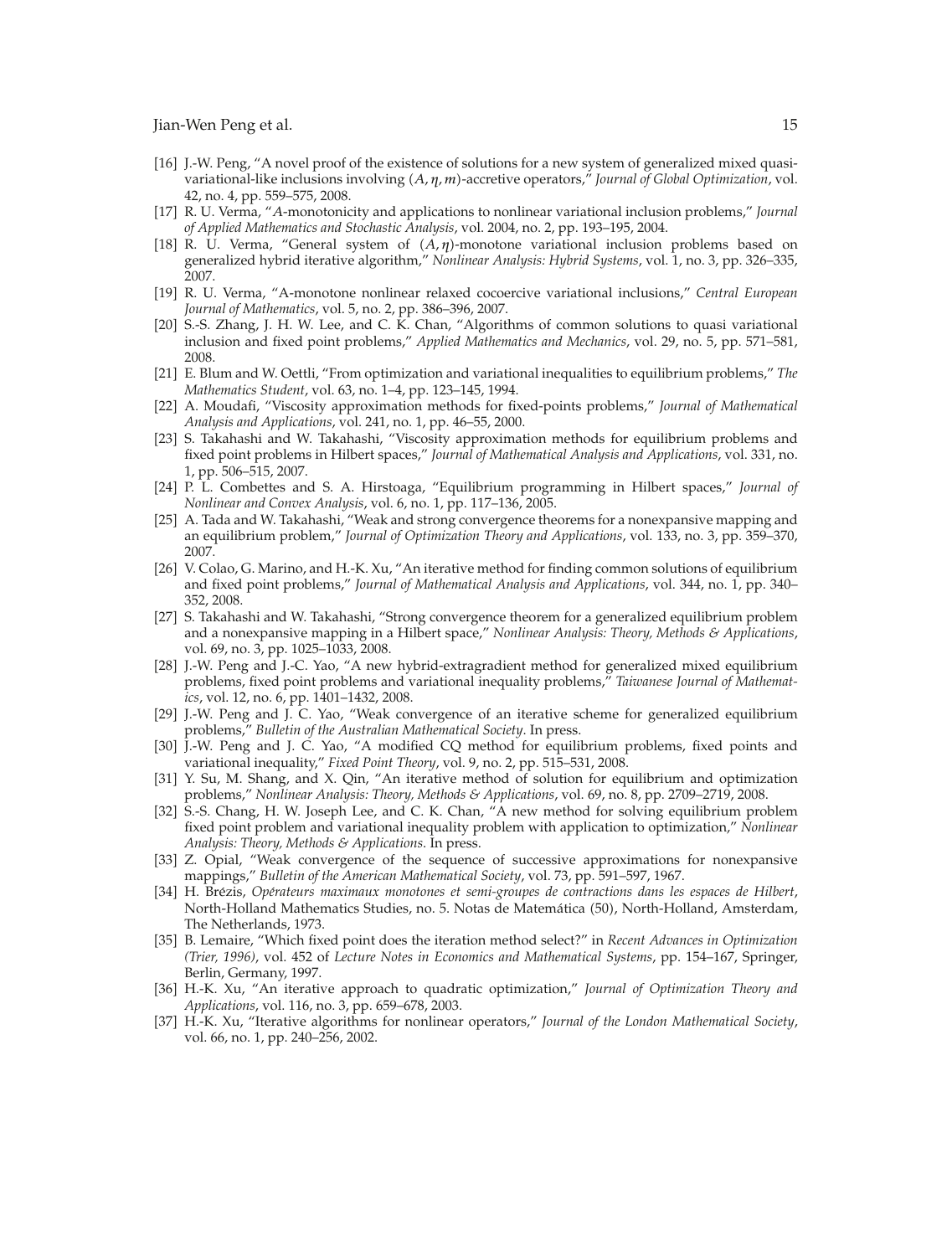[16] J.-W. Peng, "A novel proof of the existence of solutions for a new system of generalized mixed quasi-variational-like inclusions involving $(A, \eta, m)$-accretive operators," *Journal of Global Optimization*, vol. 42, no. 4, pp. 559–575, 2008.

[17] R. U. Verma, "*A*-monotonicity and applications to nonlinear variational inclusion problems," *Journal of Applied Mathematics and Stochastic Analysis*, vol. 2004, no. 2, pp. 193–195, 2004.

[18] R. U. Verma, "General system of $(A, \eta)$-monotone variational inclusion problems based on generalized hybrid iterative algorithm," *Nonlinear Analysis: Hybrid Systems*, vol. 1, no. 3, pp. 326–335, 2007.

[19] R. U. Verma, "A-monotone nonlinear relaxed cocoercive variational inclusions," *Central European Journal of Mathematics*, vol. 5, no. 2, pp. 386–396, 2007.

[20] S.-S. Zhang, J. H. W. Lee, and C. K. Chan, "Algorithms of common solutions to quasi variational inclusion and fixed point problems," *Applied Mathematics and Mechanics*, vol. 29, no. 5, pp. 571–581, 2008.

[21] E. Blum and W. Oettli, "From optimization and variational inequalities to equilibrium problems," *The Mathematics Student*, vol. 63, no. 1–4, pp. 123–145, 1994.

[22] A. Moudafi, "Viscosity approximation methods for fixed-points problems," *Journal of Mathematical Analysis and Applications*, vol. 241, no. 1, pp. 46–55, 2000.

[23] S. Takahashi and W. Takahashi, "Viscosity approximation methods for equilibrium problems and fixed point problems in Hilbert spaces," *Journal of Mathematical Analysis and Applications*, vol. 331, no. 1, pp. 506–515, 2007.

[24] P. L. Combettes and S. A. Hirstoaga, "Equilibrium programming in Hilbert spaces," *Journal of Nonlinear and Convex Analysis*, vol. 6, no. 1, pp. 117–136, 2005.

[25] A. Tada and W. Takahashi, "Weak and strong convergence theorems for a nonexpansive mapping and an equilibrium problem," *Journal of Optimization Theory and Applications*, vol. 133, no. 3, pp. 359–370, 2007.

[26] V. Colao, G. Marino, and H.-K. Xu, "An iterative method for finding common solutions of equilibrium and fixed point problems," *Journal of Mathematical Analysis and Applications*, vol. 344, no. 1, pp. 340–352, 2008.

[27] S. Takahashi and W. Takahashi, "Strong convergence theorem for a generalized equilibrium problem and a nonexpansive mapping in a Hilbert space," *Nonlinear Analysis: Theory, Methods & Applications*, vol. 69, no. 3, pp. 1025–1033, 2008.

[28] J.-W. Peng and J.-C. Yao, "A new hybrid-extragradient method for generalized mixed equilibrium problems, fixed point problems and variational inequality problems," *Taiwanese Journal of Mathematics*, vol. 12, no. 6, pp. 1401–1432, 2008.

[29] J.-W. Peng and J. C. Yao, "Weak convergence of an iterative scheme for generalized equilibrium problems," *Bulletin of the Australian Mathematical Society*. In press.

[30] J.-W. Peng and J. C. Yao, "A modified CQ method for equilibrium problems, fixed points and variational inequality," *Fixed Point Theory*, vol. 9, no. 2, pp. 515–531, 2008.

[31] Y. Su, M. Shang, and X. Qin, "An iterative method of solution for equilibrium and optimization problems," *Nonlinear Analysis: Theory, Methods & Applications*, vol. 69, no. 8, pp. 2709–2719, 2008.

[32] S.-S. Chang, H. W. Joseph Lee, and C. K. Chan, "A new method for solving equilibrium problem fixed point problem and variational inequality problem with application to optimization," *Nonlinear Analysis: Theory, Methods & Applications*. In press.

[33] Z. Opial, "Weak convergence of the sequence of successive approximations for nonexpansive mappings," *Bulletin of the American Mathematical Society*, vol. 73, pp. 591–597, 1967.

[34] H. Brézis, *Opérateurs maximaux monotones et semi-groupes de contractions dans les espaces de Hilbert*, North-Holland Mathematics Studies, no. 5. Notas de Matemática (50), North-Holland, Amsterdam, The Netherlands, 1973.

[35] B. Lemaire, "Which fixed point does the iteration method select?" in *Recent Advances in Optimization (Trier, 1996)*, vol. 452 of *Lecture Notes in Economics and Mathematical Systems*, pp. 154–167, Springer, Berlin, Germany, 1997.

[36] H.-K. Xu, "An iterative approach to quadratic optimization," *Journal of Optimization Theory and Applications*, vol. 116, no. 3, pp. 659–678, 2003.

[37] H.-K. Xu, "Iterative algorithms for nonlinear operators," *Journal of the London Mathematical Society*, vol. 66, no. 1, pp. 240–256, 2002.